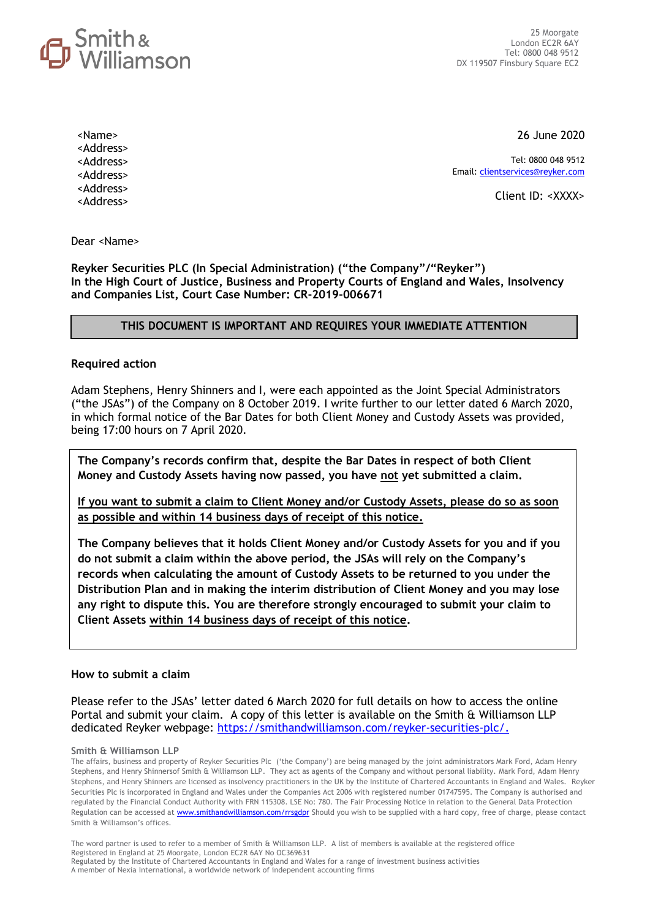Smith & Williamson

25 Moorgate
London EC2R 6AY
Tel: 0800 048 9512
DX 119507 Finsbury Square EC2

<Name>
<Address>
<Address>
<Address>
<Address>
<Address>

26 June 2020

Tel: 0800 048 9512
Email: clientservices@reyker.com

Client ID: <XXXX>

Dear <Name>

**Reyker Securities PLC (In Special Administration) ("the Company"/"Reyker")**
**In the High Court of Justice, Business and Property Courts of England and Wales, Insolvency and Companies List, Court Case Number: CR-2019-006671**

**THIS DOCUMENT IS IMPORTANT AND REQUIRES YOUR IMMEDIATE ATTENTION**

## Required action

Adam Stephens, Henry Shinners and I, were each appointed as the Joint Special Administrators ("the JSAs") of the Company on 8 October 2019. I write further to our letter dated 6 March 2020, in which formal notice of the Bar Dates for both Client Money and Custody Assets was provided, being 17:00 hours on 7 April 2020.

**The Company's records confirm that, despite the Bar Dates in respect of both Client Money and Custody Assets having now passed, you have not yet submitted a claim.**

**If you want to submit a claim to Client Money and/or Custody Assets, please do so as soon as possible and within 14 business days of receipt of this notice.**

**The Company believes that it holds Client Money and/or Custody Assets for you and if you do not submit a claim within the above period, the JSAs will rely on the Company's records when calculating the amount of Custody Assets to be returned to you under the Distribution Plan and in making the interim distribution of Client Money and you may lose any right to dispute this. You are therefore strongly encouraged to submit your claim to Client Assets within 14 business days of receipt of this notice.**

## How to submit a claim

Please refer to the JSAs' letter dated 6 March 2020 for full details on how to access the online Portal and submit your claim. A copy of this letter is available on the Smith & Williamson LLP dedicated Reyker webpage: https://smithandwilliamson.com/reyker-securities-plc/.

**Smith & Williamson LLP**
The affairs, business and property of Reyker Securities Plc ('the Company') are being managed by the joint administrators Mark Ford, Adam Henry Stephens, and Henry Shinnersof Smith & Williamson LLP. They act as agents of the Company and without personal liability. Mark Ford, Adam Henry Stephens, and Henry Shinners are licensed as insolvency practitioners in the UK by the Institute of Chartered Accountants in England and Wales. Reyker Securities Plc is incorporated in England and Wales under the Companies Act 2006 with registered number 01747595. The Company is authorised and regulated by the Financial Conduct Authority with FRN 115308. LSE No: 780. The Fair Processing Notice in relation to the General Data Protection Regulation can be accessed at www.smithandwilliamson.com/rrsgdpr Should you wish to be supplied with a hard copy, free of charge, please contact Smith & Williamson's offices.

The word partner is used to refer to a member of Smith & Williamson LLP. A list of members is available at the registered office
Registered in England at 25 Moorgate, London EC2R 6AY No OC369631
Regulated by the Institute of Chartered Accountants in England and Wales for a range of investment business activities
A member of Nexia International, a worldwide network of independent accounting firms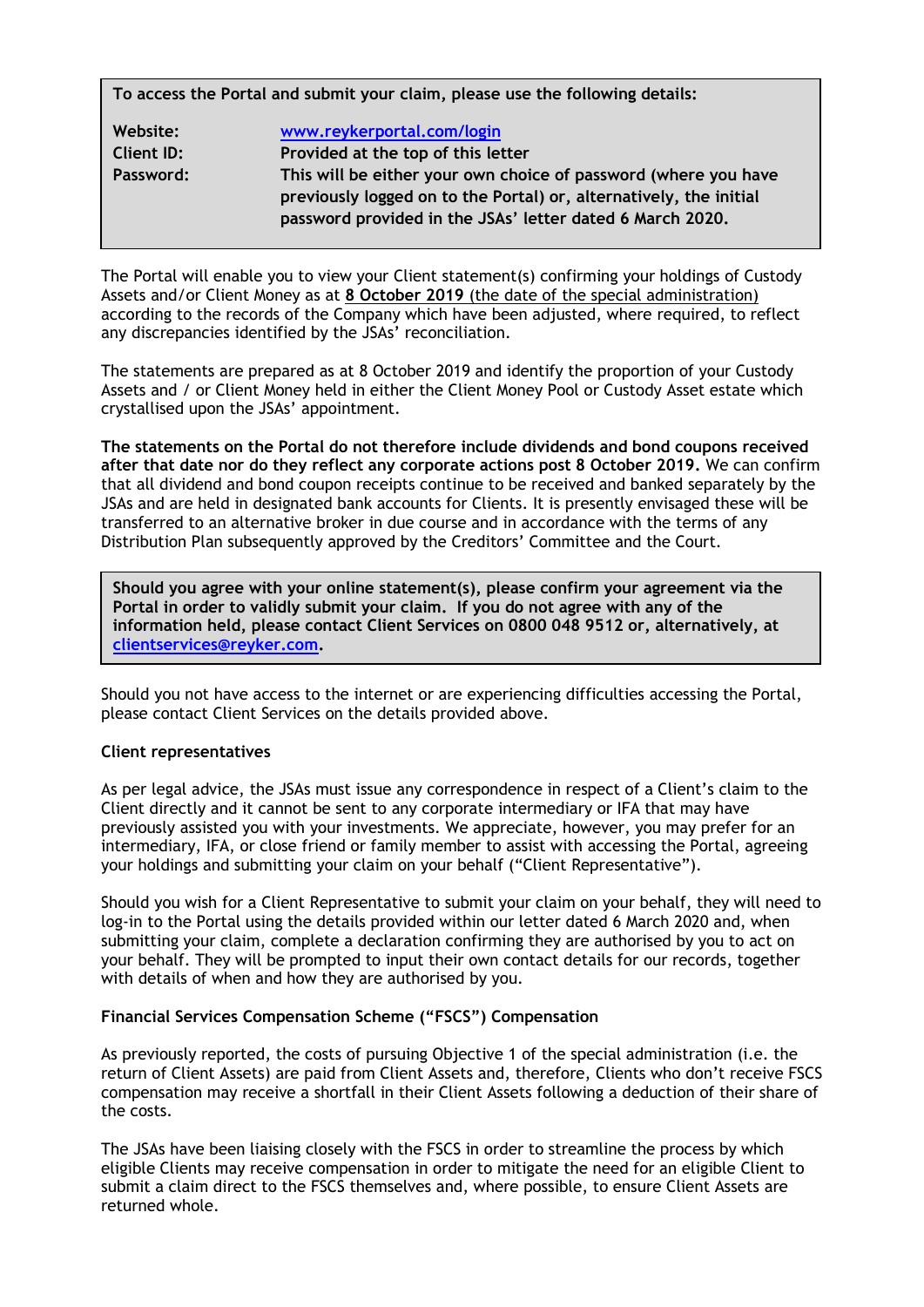**To access the Portal and submit your claim, please use the following details:**

| | |
|---|---|
| **Website:** | [www.reykerportal.com/login](www.reykerportal.com/login) |
| **Client ID:** | **Provided at the top of this letter** |
| **Password:** | **This will be either your own choice of password (where you have previously logged on to the Portal) or, alternatively, the initial password provided in the JSAs' letter dated 6 March 2020.** |

The Portal will enable you to view your Client statement(s) confirming your holdings of Custody Assets and/or Client Money as at **8 October 2019** (the date of the special administration) according to the records of the Company which have been adjusted, where required, to reflect any discrepancies identified by the JSAs' reconciliation.

The statements are prepared as at 8 October 2019 and identify the proportion of your Custody Assets and / or Client Money held in either the Client Money Pool or Custody Asset estate which crystallised upon the JSAs' appointment.

**The statements on the Portal do not therefore include dividends and bond coupons received after that date nor do they reflect any corporate actions post 8 October 2019.** We can confirm that all dividend and bond coupon receipts continue to be received and banked separately by the JSAs and are held in designated bank accounts for Clients. It is presently envisaged these will be transferred to an alternative broker in due course and in accordance with the terms of any Distribution Plan subsequently approved by the Creditors' Committee and the Court.

**Should you agree with your online statement(s), please confirm your agreement via the Portal in order to validly submit your claim. If you do not agree with any of the information held, please contact Client Services on 0800 048 9512 or, alternatively, at [clientservices@reyker.com](mailto:clientservices@reyker.com).**

Should you not have access to the internet or are experiencing difficulties accessing the Portal, please contact Client Services on the details provided above.

**Client representatives**

As per legal advice, the JSAs must issue any correspondence in respect of a Client's claim to the Client directly and it cannot be sent to any corporate intermediary or IFA that may have previously assisted you with your investments. We appreciate, however, you may prefer for an intermediary, IFA, or close friend or family member to assist with accessing the Portal, agreeing your holdings and submitting your claim on your behalf ("Client Representative").

Should you wish for a Client Representative to submit your claim on your behalf, they will need to log-in to the Portal using the details provided within our letter dated 6 March 2020 and, when submitting your claim, complete a declaration confirming they are authorised by you to act on your behalf. They will be prompted to input their own contact details for our records, together with details of when and how they are authorised by you.

**Financial Services Compensation Scheme ("FSCS") Compensation**

As previously reported, the costs of pursuing Objective 1 of the special administration (i.e. the return of Client Assets) are paid from Client Assets and, therefore, Clients who don't receive FSCS compensation may receive a shortfall in their Client Assets following a deduction of their share of the costs.

The JSAs have been liaising closely with the FSCS in order to streamline the process by which eligible Clients may receive compensation in order to mitigate the need for an eligible Client to submit a claim direct to the FSCS themselves and, where possible, to ensure Client Assets are returned whole.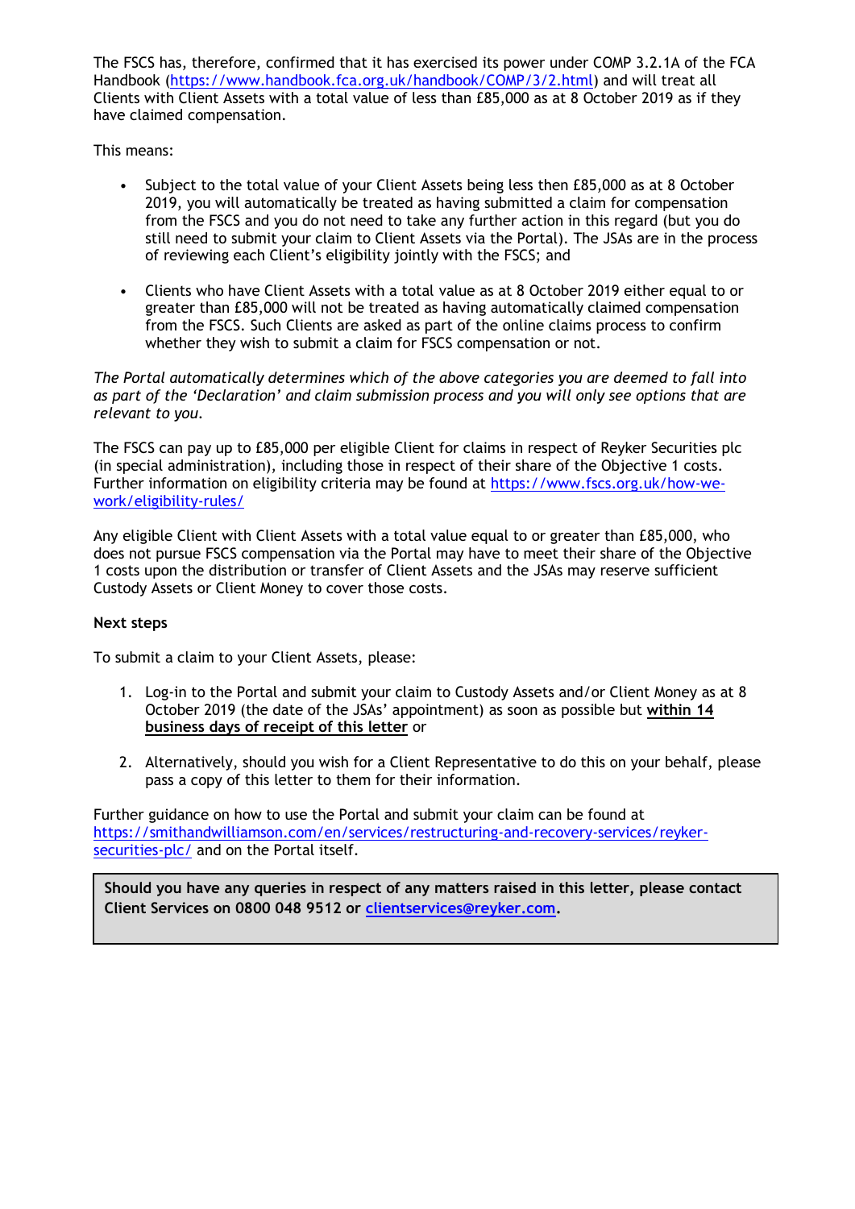The FSCS has, therefore, confirmed that it has exercised its power under COMP 3.2.1A of the FCA Handbook (https://www.handbook.fca.org.uk/handbook/COMP/3/2.html) and will treat all Clients with Client Assets with a total value of less than £85,000 as at 8 October 2019 as if they have claimed compensation.

This means:

- Subject to the total value of your Client Assets being less then £85,000 as at 8 October 2019, you will automatically be treated as having submitted a claim for compensation from the FSCS and you do not need to take any further action in this regard (but you do still need to submit your claim to Client Assets via the Portal). The JSAs are in the process of reviewing each Client's eligibility jointly with the FSCS; and

- Clients who have Client Assets with a total value as at 8 October 2019 either equal to or greater than £85,000 will not be treated as having automatically claimed compensation from the FSCS. Such Clients are asked as part of the online claims process to confirm whether they wish to submit a claim for FSCS compensation or not.

*The Portal automatically determines which of the above categories you are deemed to fall into as part of the 'Declaration' and claim submission process and you will only see options that are relevant to you.*

The FSCS can pay up to £85,000 per eligible Client for claims in respect of Reyker Securities plc (in special administration), including those in respect of their share of the Objective 1 costs. Further information on eligibility criteria may be found at https://www.fscs.org.uk/how-we-work/eligibility-rules/

Any eligible Client with Client Assets with a total value equal to or greater than £85,000, who does not pursue FSCS compensation via the Portal may have to meet their share of the Objective 1 costs upon the distribution or transfer of Client Assets and the JSAs may reserve sufficient Custody Assets or Client Money to cover those costs.

**Next steps**

To submit a claim to your Client Assets, please:

1. Log-in to the Portal and submit your claim to Custody Assets and/or Client Money as at 8 October 2019 (the date of the JSAs' appointment) as soon as possible but **within 14 business days of receipt of this letter** or

2. Alternatively, should you wish for a Client Representative to do this on your behalf, please pass a copy of this letter to them for their information.

Further guidance on how to use the Portal and submit your claim can be found at https://smithandwilliamson.com/en/services/restructuring-and-recovery-services/reyker-securities-plc/ and on the Portal itself.

**Should you have any queries in respect of any matters raised in this letter, please contact Client Services on 0800 048 9512 or clientservices@reyker.com.**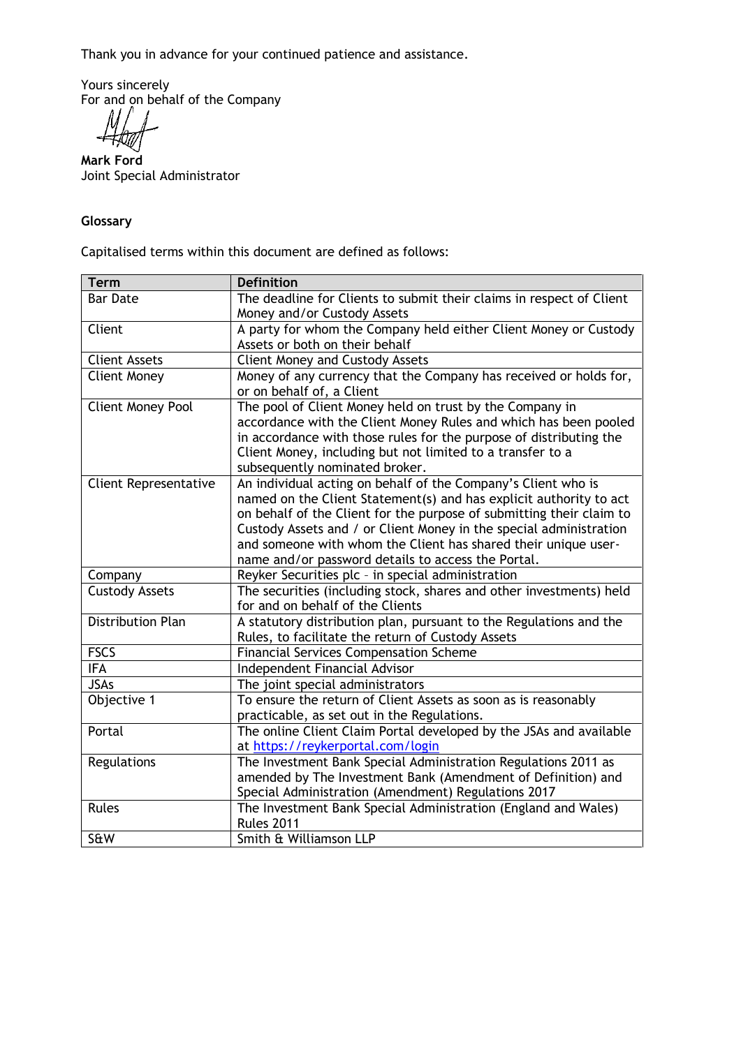Thank you in advance for your continued patience and assistance.

Yours sincerely
For and on behalf of the Company

**Mark Ford**
Joint Special Administrator

**Glossary**

Capitalised terms within this document are defined as follows:

| Term | Definition |
|---|---|
| Bar Date | The deadline for Clients to submit their claims in respect of Client Money and/or Custody Assets |
| Client | A party for whom the Company held either Client Money or Custody Assets or both on their behalf |
| Client Assets | Client Money and Custody Assets |
| Client Money | Money of any currency that the Company has received or holds for, or on behalf of, a Client |
| Client Money Pool | The pool of Client Money held on trust by the Company in accordance with the Client Money Rules and which has been pooled in accordance with those rules for the purpose of distributing the Client Money, including but not limited to a transfer to a subsequently nominated broker. |
| Client Representative | An individual acting on behalf of the Company's Client who is named on the Client Statement(s) and has explicit authority to act on behalf of the Client for the purpose of submitting their claim to Custody Assets and / or Client Money in the special administration and someone with whom the Client has shared their unique user-name and/or password details to access the Portal. |
| Company | Reyker Securities plc – in special administration |
| Custody Assets | The securities (including stock, shares and other investments) held for and on behalf of the Clients |
| Distribution Plan | A statutory distribution plan, pursuant to the Regulations and the Rules, to facilitate the return of Custody Assets |
| FSCS | Financial Services Compensation Scheme |
| IFA | Independent Financial Advisor |
| JSAs | The joint special administrators |
| Objective 1 | To ensure the return of Client Assets as soon as is reasonably practicable, as set out in the Regulations. |
| Portal | The online Client Claim Portal developed by the JSAs and available at https://reykerportal.com/login |
| Regulations | The Investment Bank Special Administration Regulations 2011 as amended by The Investment Bank (Amendment of Definition) and Special Administration (Amendment) Regulations 2017 |
| Rules | The Investment Bank Special Administration (England and Wales) Rules 2011 |
| S&W | Smith & Williamson LLP |